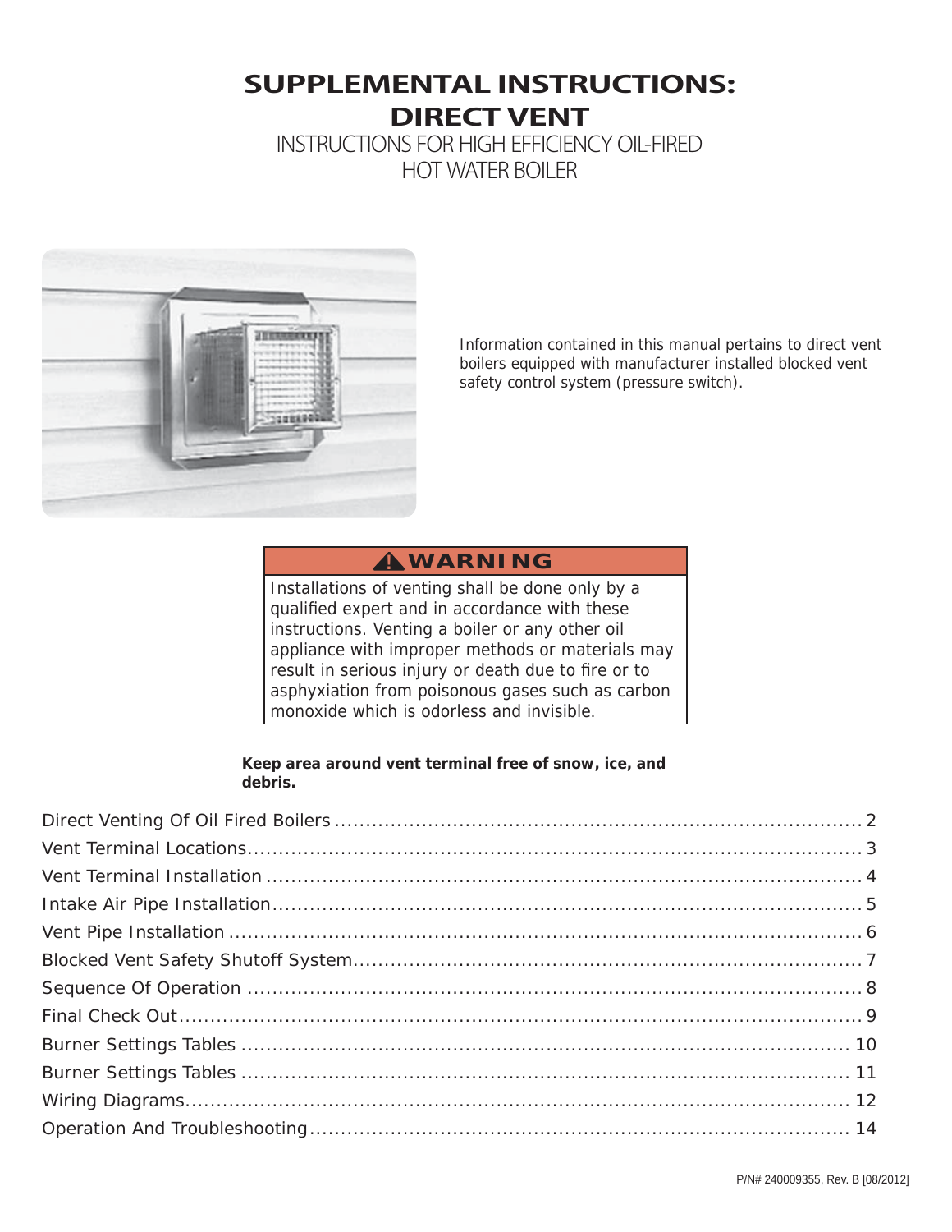# SUPPLEMENTAL INSTRUCTIONS: DIRECT VENT

INSTRUCTIONS FOR HIGH EFFICIENCY OIL-FIRED HOT WATER BOILER

Information contained in this manual pertains to direct vent boilers equipped with manufacturer installed blocked vent safety control system (pressure switch).

**⚠ WARNING**

Installations of venting shall be done only by a qualified expert and in accordance with these instructions. Venting a boiler or any other oil appliance with improper methods or materials may result in serious injury or death due to fire or to asphyxiation from poisonous gases such as carbon monoxide which is odorless and invisible.

**Keep area around vent terminal free of snow, ice, and debris.**

Direct Venting Of Oil Fired Boilers .......... 2
Vent Terminal Locations .......... 3
Vent Terminal Installation .......... 4
Intake Air Pipe Installation .......... 5
Vent Pipe Installation .......... 6
Blocked Vent Safety Shutoff System .......... 7
Sequence Of Operation .......... 8
Final Check Out .......... 9
Burner Settings Tables .......... 10
Burner Settings Tables .......... 11
Wiring Diagrams .......... 12
Operation And Troubleshooting .......... 14

P/N# 240009355, Rev. B [08/2012]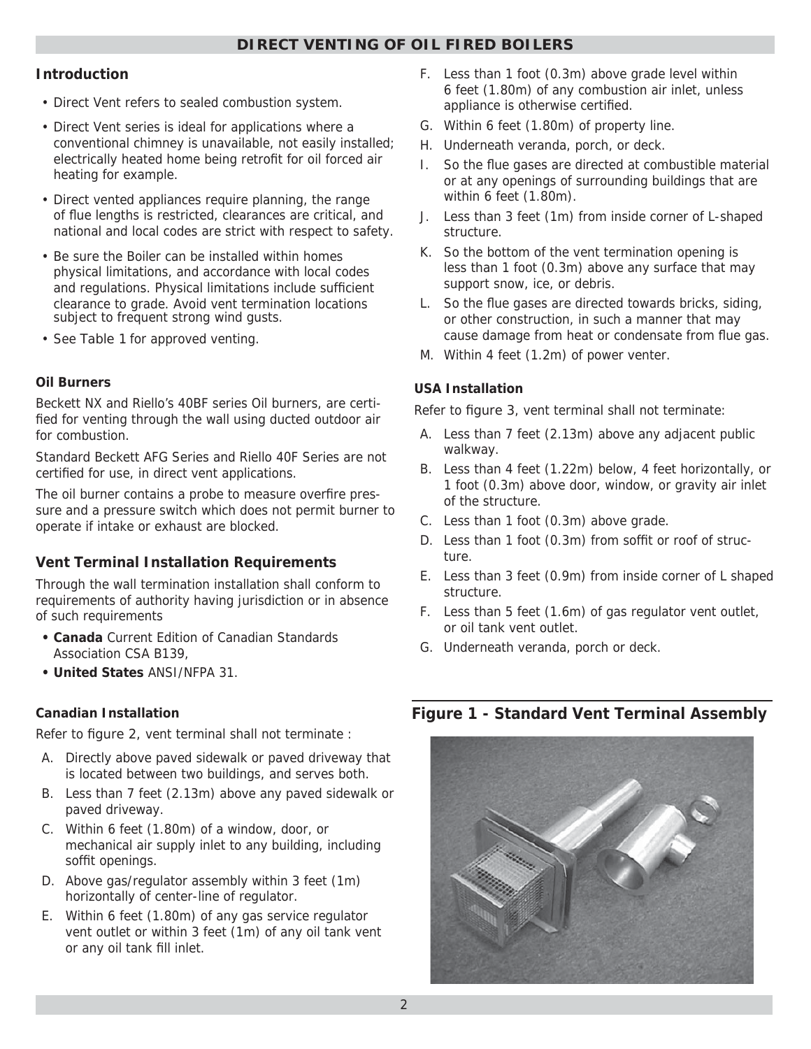# DIRECT VENTING OF OIL FIRED BOILERS

## Introduction

- Direct Vent refers to sealed combustion system.
- Direct Vent series is ideal for applications where a conventional chimney is unavailable, not easily installed; electrically heated home being retrofit for oil forced air heating for example.
- Direct vented appliances require planning, the range of flue lengths is restricted, clearances are critical, and national and local codes are strict with respect to safety.
- Be sure the Boiler can be installed within homes physical limitations, and accordance with local codes and regulations. Physical limitations include sufficient clearance to grade. Avoid vent termination locations subject to frequent strong wind gusts.
- See Table 1 for approved venting.

### Oil Burners

Beckett NX and Riello's 40BF series Oil burners, are certified for venting through the wall using ducted outdoor air for combustion.

Standard Beckett AFG Series and Riello 40F Series are not certified for use, in direct vent applications.

The oil burner contains a probe to measure overfire pressure and a pressure switch which does not permit burner to operate if intake or exhaust are blocked.

## Vent Terminal Installation Requirements

Through the wall termination installation shall conform to requirements of authority having jurisdiction or in absence of such requirements

- **Canada** Current Edition of Canadian Standards Association CSA B139,
- **United States** ANSI/NFPA 31.

### Canadian Installation

Refer to figure 2, vent terminal shall not terminate :

A. Directly above paved sidewalk or paved driveway that is located between two buildings, and serves both.
B. Less than 7 feet (2.13m) above any paved sidewalk or paved driveway.
C. Within 6 feet (1.80m) of a window, door, or mechanical air supply inlet to any building, including soffit openings.
D. Above gas/regulator assembly within 3 feet (1m) horizontally of center-line of regulator.
E. Within 6 feet (1.80m) of any gas service regulator vent outlet or within 3 feet (1m) of any oil tank vent or any oil tank fill inlet.
F. Less than 1 foot (0.3m) above grade level within 6 feet (1.80m) of any combustion air inlet, unless appliance is otherwise certified.
G. Within 6 feet (1.80m) of property line.
H. Underneath veranda, porch, or deck.
I. So the flue gases are directed at combustible material or at any openings of surrounding buildings that are within 6 feet (1.80m).
J. Less than 3 feet (1m) from inside corner of L-shaped structure.
K. So the bottom of the vent termination opening is less than 1 foot (0.3m) above any surface that may support snow, ice, or debris.
L. So the flue gases are directed towards bricks, siding, or other construction, in such a manner that may cause damage from heat or condensate from flue gas.
M. Within 4 feet (1.2m) of power venter.

### USA Installation

Refer to figure 3, vent terminal shall not terminate:

A. Less than 7 feet (2.13m) above any adjacent public walkway.
B. Less than 4 feet (1.22m) below, 4 feet horizontally, or 1 foot (0.3m) above door, window, or gravity air inlet of the structure.
C. Less than 1 foot (0.3m) above grade.
D. Less than 1 foot (0.3m) from soffit or roof of structure.
E. Less than 3 feet (0.9m) from inside corner of L shaped structure.
F. Less than 5 feet (1.6m) of gas regulator vent outlet, or oil tank vent outlet.
G. Underneath veranda, porch or deck.

## Figure 1 - Standard Vent Terminal Assembly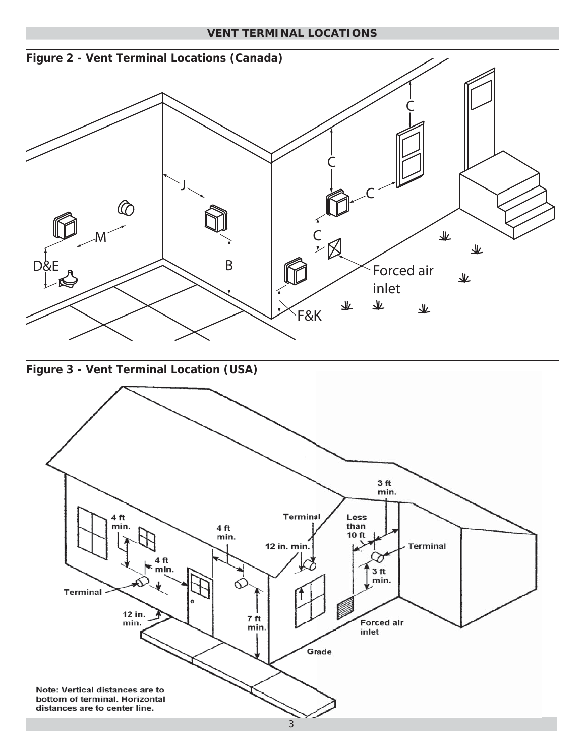## VENT TERMINAL LOCATIONS

**Figure 2 - Vent Terminal Locations (Canada)**

C

C

J

C

M

C

D&E

B

Forced air inlet

F&K

**Figure 3 - Vent Terminal Location (USA)**

3 ft min.

Terminal

Less than 10 ft

4 ft min.

4 ft min.

Terminal

12 in. min.

4 ft min.

3 ft min.

Terminal

12 in. min.

7 ft min.

Forced air inlet

Grade

Note: Vertical distances are to bottom of terminal. Horizontal distances are to center line.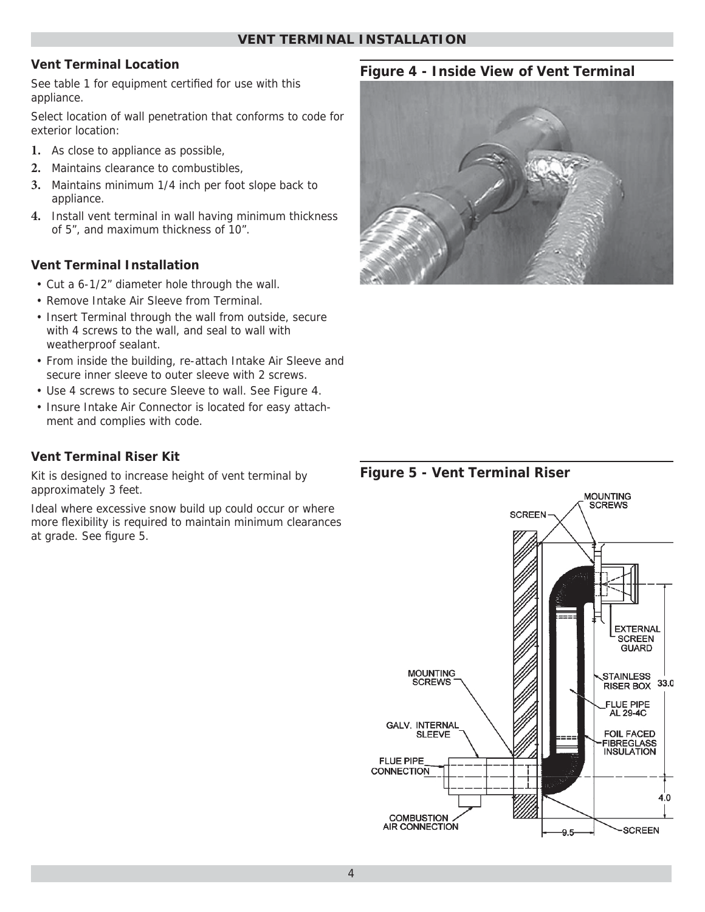## VENT TERMINAL INSTALLATION

### Vent Terminal Location

See table 1 for equipment certified for use with this appliance.

Select location of wall penetration that conforms to code for exterior location:

1. As close to appliance as possible,
2. Maintains clearance to combustibles,
3. Maintains minimum 1/4 inch per foot slope back to appliance.
4. Install vent terminal in wall having minimum thickness of 5”, and maximum thickness of 10”.

### Vent Terminal Installation

- Cut a 6-1/2” diameter hole through the wall.
- Remove Intake Air Sleeve from Terminal.
- Insert Terminal through the wall from outside, secure with 4 screws to the wall, and seal to wall with weatherproof sealant.
- From inside the building, re-attach Intake Air Sleeve and secure inner sleeve to outer sleeve with 2 screws.
- Use 4 screws to secure Sleeve to wall. See Figure 4.
- Insure Intake Air Connector is located for easy attachment and complies with code.

### Vent Terminal Riser Kit

Kit is designed to increase height of vent terminal by approximately 3 feet.

Ideal where excessive snow build up could occur or where more flexibility is required to maintain minimum clearances at grade. See figure 5.

**Figure 4 - Inside View of Vent Terminal**

**Figure 5 - Vent Terminal Riser**

MOUNTING SCREWS
SCREEN
EXTERNAL SCREEN GUARD
STAINLESS RISER BOX
33.0
FLUE PIPE AL 29-4C
FOIL FACED FIBREGLASS INSULATION
MOUNTING SCREWS
GALV. INTERNAL SLEEVE
FLUE PIPE CONNECTION
COMBUSTION AIR CONNECTION
4.0
9.5
SCREEN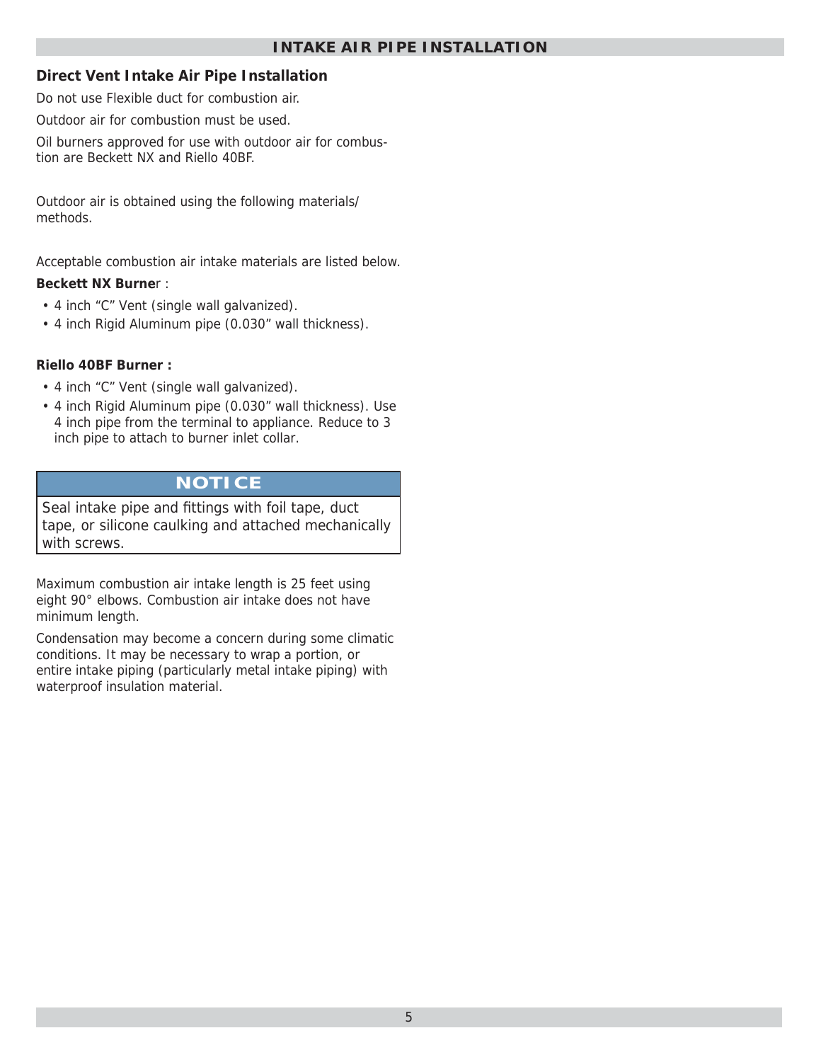# INTAKE AIR PIPE INSTALLATION

## Direct Vent Intake Air Pipe Installation

Do not use Flexible duct for combustion air.

Outdoor air for combustion must be used.

Oil burners approved for use with outdoor air for combustion are Beckett NX and Riello 40BF.

Outdoor air is obtained using the following materials/ methods.

Acceptable combustion air intake materials are listed below.

**Beckett NX Burner** :

- 4 inch "C" Vent (single wall galvanized).
- 4 inch Rigid Aluminum pipe (0.030" wall thickness).

**Riello 40BF Burner :**

- 4 inch "C" Vent (single wall galvanized).
- 4 inch Rigid Aluminum pipe (0.030" wall thickness). Use 4 inch pipe from the terminal to appliance. Reduce to 3 inch pipe to attach to burner inlet collar.

**NOTICE**

Seal intake pipe and fittings with foil tape, duct tape, or silicone caulking and attached mechanically with screws.

Maximum combustion air intake length is 25 feet using eight 90° elbows. Combustion air intake does not have minimum length.

Condensation may become a concern during some climatic conditions. It may be necessary to wrap a portion, or entire intake piping (particularly metal intake piping) with waterproof insulation material.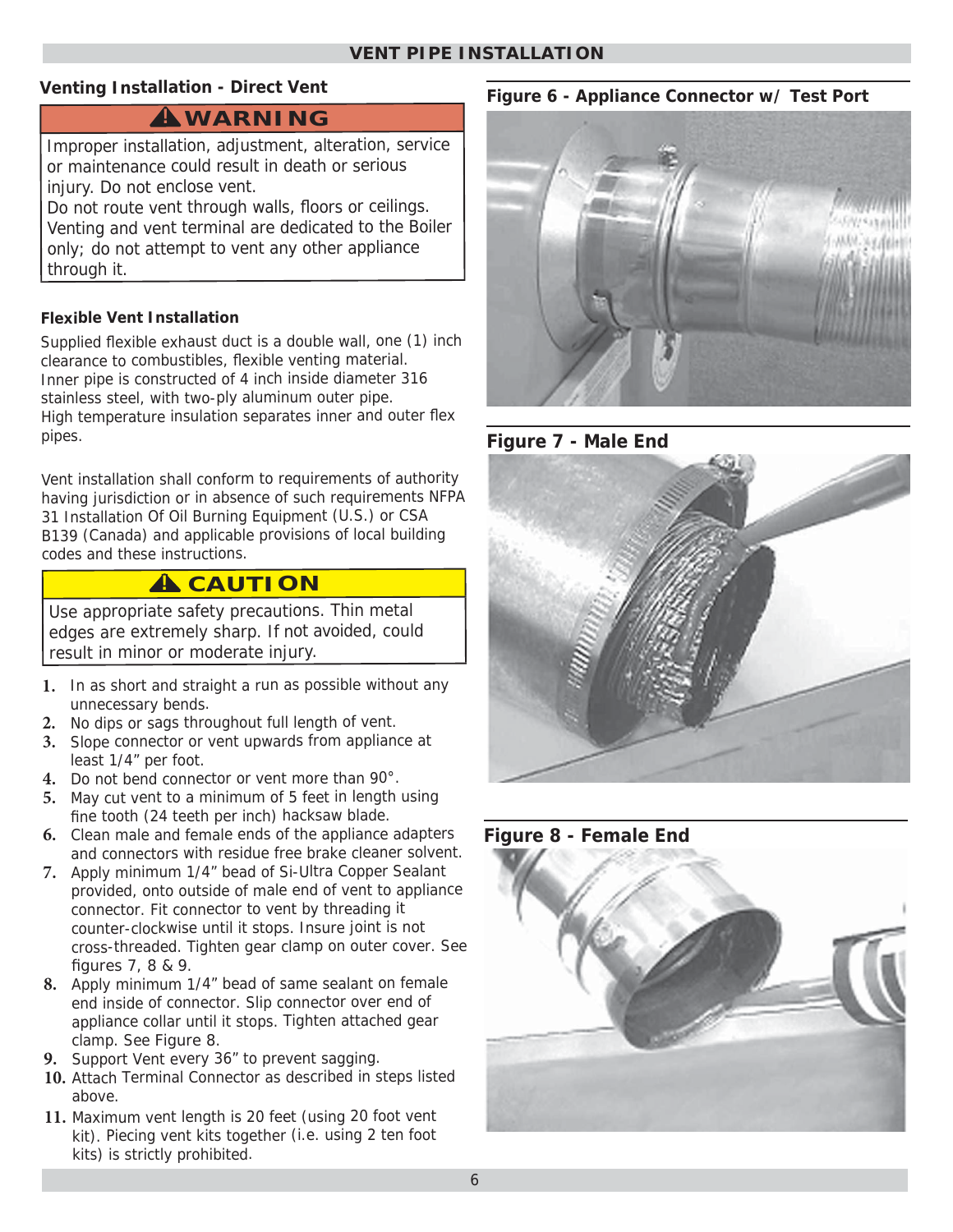## VENT PIPE INSTALLATION

### Venting Installation - Direct Vent

**⚠ WARNING**

Improper installation, adjustment, alteration, service or maintenance could result in death or serious injury. Do not enclose vent.
Do not route vent through walls, floors or ceilings. Venting and vent terminal are dedicated to the Boiler only; do not attempt to vent any other appliance through it.

### Flexible Vent Installation

Supplied flexible exhaust duct is a double wall, one (1) inch clearance to combustibles, flexible venting material.
Inner pipe is constructed of 4 inch inside diameter 316 stainless steel, with two-ply aluminum outer pipe.
High temperature insulation separates inner and outer flex pipes.

Vent installation shall conform to requirements of authority having jurisdiction or in absence of such requirements NFPA 31 Installation Of Oil Burning Equipment (U.S.) or CSA B139 (Canada) and applicable provisions of local building codes and these instructions.

**⚠ CAUTION**

Use appropriate safety precautions. Thin metal edges are extremely sharp. If not avoided, could result in minor or moderate injury.

1. In as short and straight a run as possible without any unnecessary bends.
2. No dips or sags throughout full length of vent.
3. Slope connector or vent upwards from appliance at least 1/4" per foot.
4. Do not bend connector or vent more than 90°.
5. May cut vent to a minimum of 5 feet in length using fine tooth (24 teeth per inch) hacksaw blade.
6. Clean male and female ends of the appliance adapters and connectors with residue free brake cleaner solvent.
7. Apply minimum 1/4" bead of Si-Ultra Copper Sealant provided, onto outside of male end of vent to appliance connector. Fit connector to vent by threading it counter-clockwise until it stops. Insure joint is not cross-threaded. Tighten gear clamp on outer cover. See figures 7, 8 & 9.
8. Apply minimum 1/4" bead of same sealant on female end inside of connector. Slip connector over end of appliance collar until it stops. Tighten attached gear clamp. See Figure 8.
9. Support Vent every 36" to prevent sagging.
10. Attach Terminal Connector as described in steps listed above.
11. Maximum vent length is 20 feet (using 20 foot vent kit). Piecing vent kits together (i.e. using 2 ten foot kits) is strictly prohibited.

**Figure 6 - Appliance Connector w/ Test Port**

**Figure 7 - Male End**

**Figure 8 - Female End**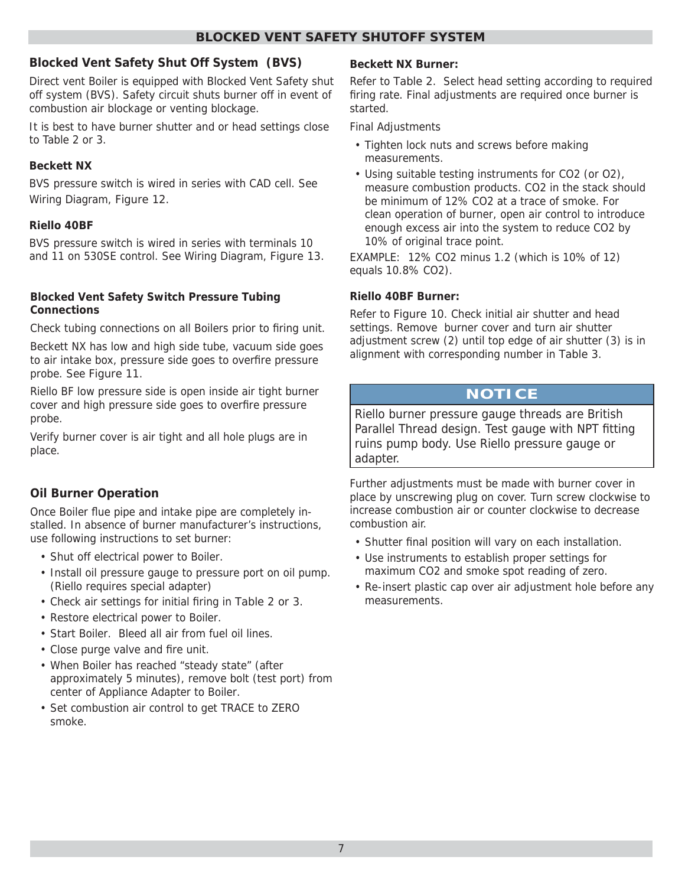# BLOCKED VENT SAFETY SHUTOFF SYSTEM

## Blocked Vent Safety Shut Off System (BVS)

Direct vent Boiler is equipped with Blocked Vent Safety shut off system (BVS). Safety circuit shuts burner off in event of combustion air blockage or venting blockage.

It is best to have burner shutter and or head settings close to Table 2 or 3.

### Beckett NX

BVS pressure switch is wired in series with CAD cell. See Wiring Diagram, Figure 12.

### Riello 40BF

BVS pressure switch is wired in series with terminals 10 and 11 on 530SE control. See Wiring Diagram, Figure 13.

### Blocked Vent Safety Switch Pressure Tubing Connections

Check tubing connections on all Boilers prior to firing unit.

Beckett NX has low and high side tube, vacuum side goes to air intake box, pressure side goes to overfire pressure probe. See Figure 11.

Riello BF low pressure side is open inside air tight burner cover and high pressure side goes to overfire pressure probe.

Verify burner cover is air tight and all hole plugs are in place.

## Oil Burner Operation

Once Boiler flue pipe and intake pipe are completely installed. In absence of burner manufacturer's instructions, use following instructions to set burner:

- Shut off electrical power to Boiler.
- Install oil pressure gauge to pressure port on oil pump. (Riello requires special adapter)
- Check air settings for initial firing in Table 2 or 3.
- Restore electrical power to Boiler.
- Start Boiler. Bleed all air from fuel oil lines.
- Close purge valve and fire unit.
- When Boiler has reached "steady state" (after approximately 5 minutes), remove bolt (test port) from center of Appliance Adapter to Boiler.
- Set combustion air control to get TRACE to ZERO smoke.

### Beckett NX Burner:

Refer to Table 2. Select head setting according to required firing rate. Final adjustments are required once burner is started.

Final Adjustments

- Tighten lock nuts and screws before making measurements.
- Using suitable testing instruments for $CO_2$ (or $O_2$), measure combustion products. $CO_2$ in the stack should be minimum of 12% $CO_2$ at a trace of smoke. For clean operation of burner, open air control to introduce enough excess air into the system to reduce $CO_2$ by 10% of original trace point.

EXAMPLE: 12% $CO_2$ minus 1.2 (which is 10% of 12) equals 10.8% $CO_2$).

### Riello 40BF Burner:

Refer to Figure 10. Check initial air shutter and head settings. Remove burner cover and turn air shutter adjustment screw (2) until top edge of air shutter (3) is in alignment with corresponding number in Table 3.

**NOTICE**

Riello burner pressure gauge threads are British Parallel Thread design. Test gauge with NPT fitting ruins pump body. Use Riello pressure gauge or adapter.

Further adjustments must be made with burner cover in place by unscrewing plug on cover. Turn screw clockwise to increase combustion air or counter clockwise to decrease combustion air.

- Shutter final position will vary on each installation.
- Use instruments to establish proper settings for maximum $CO_2$ and smoke spot reading of zero.
- Re-insert plastic cap over air adjustment hole before any measurements.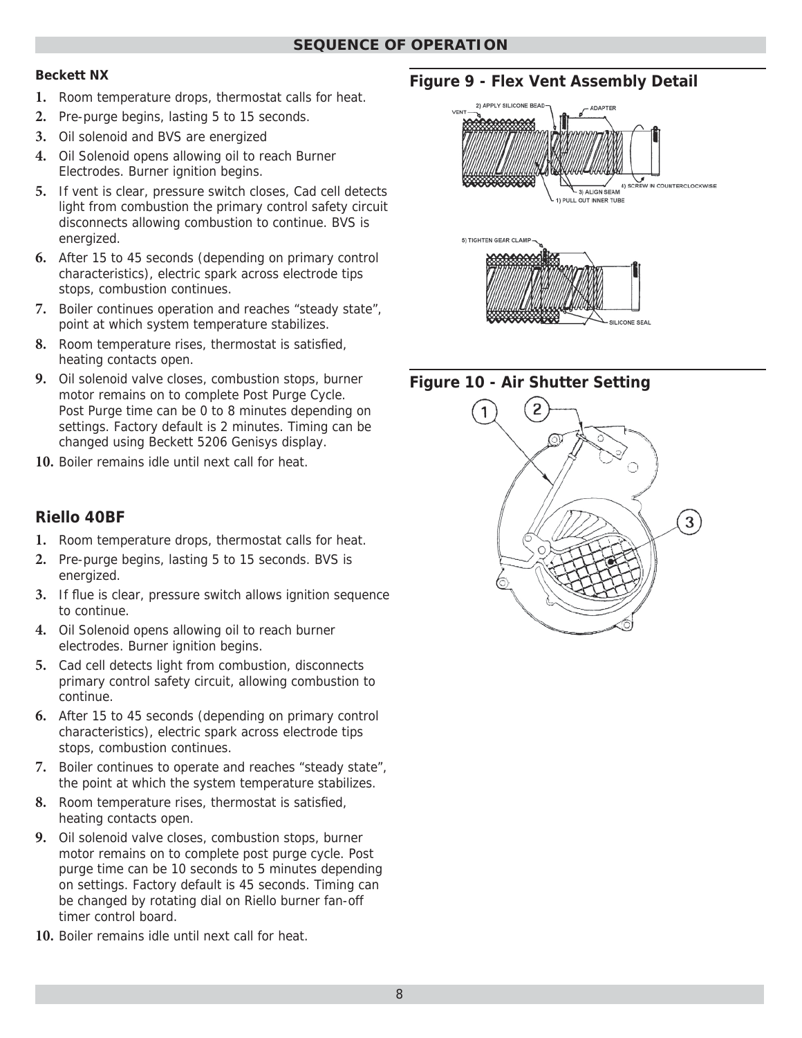## SEQUENCE OF OPERATION

### Beckett NX

1. Room temperature drops, thermostat calls for heat.
2. Pre-purge begins, lasting 5 to 15 seconds.
3. Oil solenoid and BVS are energized
4. Oil Solenoid opens allowing oil to reach Burner Electrodes. Burner ignition begins.
5. If vent is clear, pressure switch closes, Cad cell detects light from combustion the primary control safety circuit disconnects allowing combustion to continue. BVS is energized.
6. After 15 to 45 seconds (depending on primary control characteristics), electric spark across electrode tips stops, combustion continues.
7. Boiler continues operation and reaches “steady state”, point at which system temperature stabilizes.
8. Room temperature rises, thermostat is satisfied, heating contacts open.
9. Oil solenoid valve closes, combustion stops, burner motor remains on to complete Post Purge Cycle. Post Purge time can be 0 to 8 minutes depending on settings. Factory default is 2 minutes. Timing can be changed using Beckett 5206 Genisys display.
10. Boiler remains idle until next call for heat.

### Riello 40BF

1. Room temperature drops, thermostat calls for heat.
2. Pre-purge begins, lasting 5 to 15 seconds. BVS is energized.
3. If flue is clear, pressure switch allows ignition sequence to continue.
4. Oil Solenoid opens allowing oil to reach burner electrodes. Burner ignition begins.
5. Cad cell detects light from combustion, disconnects primary control safety circuit, allowing combustion to continue.
6. After 15 to 45 seconds (depending on primary control characteristics), electric spark across electrode tips stops, combustion continues.
7. Boiler continues to operate and reaches “steady state”, the point at which the system temperature stabilizes.
8. Room temperature rises, thermostat is satisfied, heating contacts open.
9. Oil solenoid valve closes, combustion stops, burner motor remains on to complete post purge cycle. Post purge time can be 10 seconds to 5 minutes depending on settings. Factory default is 45 seconds. Timing can be changed by rotating dial on Riello burner fan-off timer control board.
10. Boiler remains idle until next call for heat.

### Figure 9 - Flex Vent Assembly Detail

VENT
2) APPLY SILICONE BEAD
ADAPTER
3) ALIGN SEAM
4) SCREW IN COUNTERCLOCKWISE
1) PULL OUT INNER TUBE
5) TIGHTEN GEAR CLAMP
SILICONE SEAL

### Figure 10 - Air Shutter Setting

1
2
3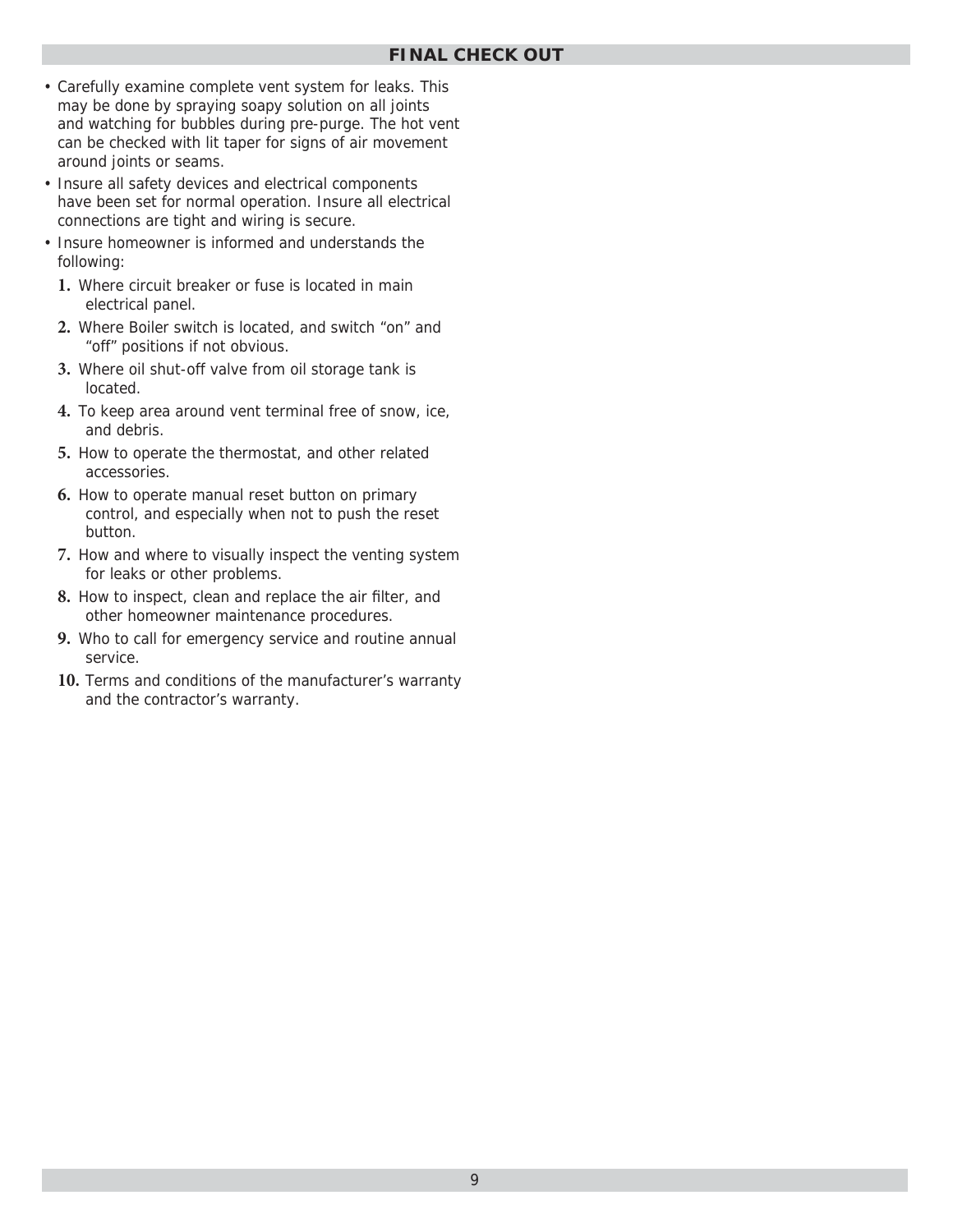## FINAL CHECK OUT

- Carefully examine complete vent system for leaks. This may be done by spraying soapy solution on all joints and watching for bubbles during pre-purge. The hot vent can be checked with lit taper for signs of air movement around joints or seams.
- Insure all safety devices and electrical components have been set for normal operation. Insure all electrical connections are tight and wiring is secure.
- Insure homeowner is informed and understands the following:
  1. Where circuit breaker or fuse is located in main electrical panel.
  2. Where Boiler switch is located, and switch “on” and “off” positions if not obvious.
  3. Where oil shut-off valve from oil storage tank is located.
  4. To keep area around vent terminal free of snow, ice, and debris.
  5. How to operate the thermostat, and other related accessories.
  6. How to operate manual reset button on primary control, and especially when not to push the reset button.
  7. How and where to visually inspect the venting system for leaks or other problems.
  8. How to inspect, clean and replace the air filter, and other homeowner maintenance procedures.
  9. Who to call for emergency service and routine annual service.
  10. Terms and conditions of the manufacturer’s warranty and the contractor’s warranty.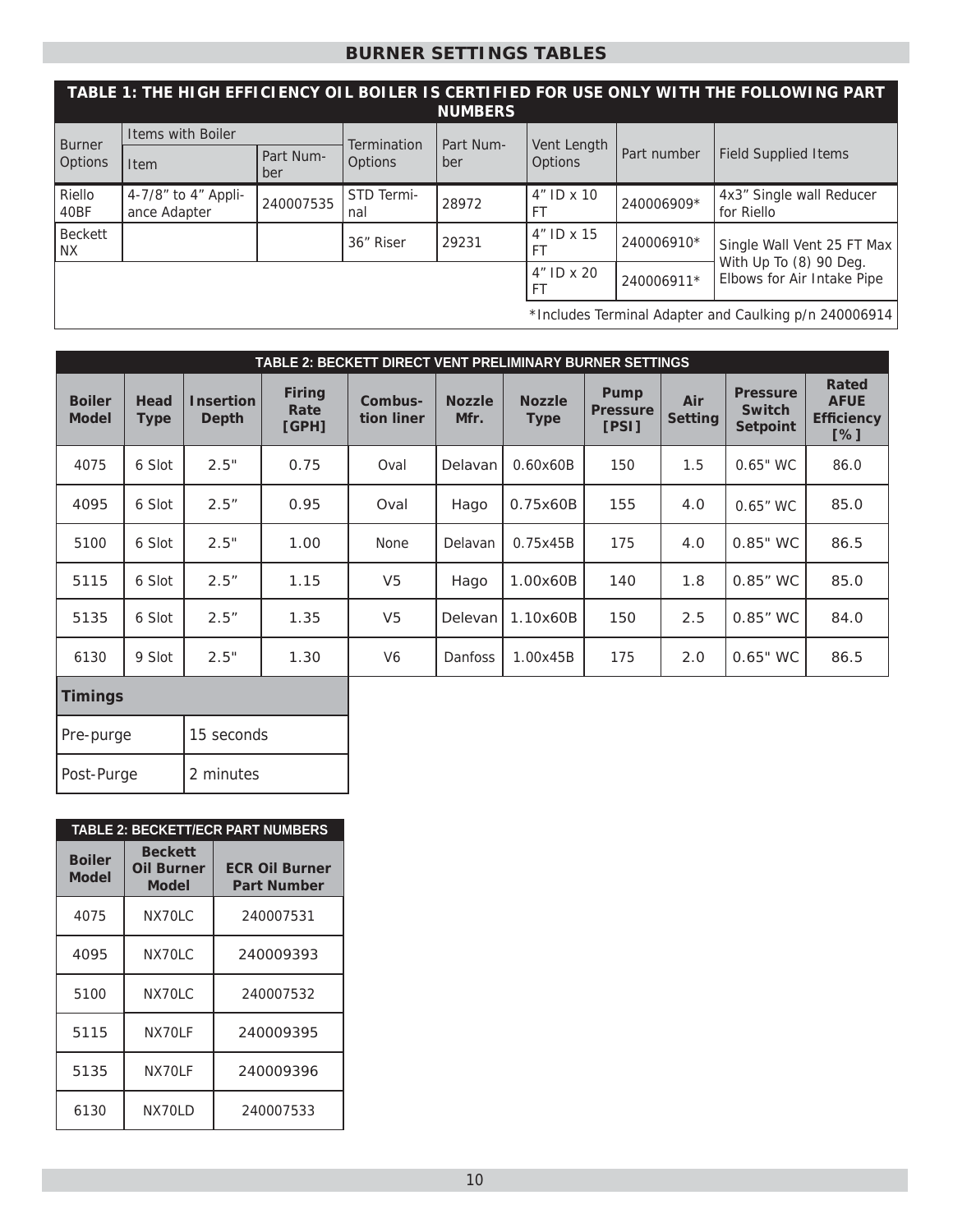## BURNER SETTINGS TABLES

**TABLE 1: THE HIGH EFFICIENCY OIL BOILER IS CERTIFIED FOR USE ONLY WITH THE FOLLOWING PART NUMBERS**

| Burner Options | Items with Boiler | | Termination Options | Part Number | Vent Length Options | Part number | Field Supplied Items |
|---|---|---|---|---|---|---|---|
| | Item | Part Number | | | | | |
| Riello 40BF | 4-7/8" to 4" Appliance Adapter | 240007535 | STD Terminal | 28972 | 4" ID x 10 FT | 240006909* | 4x3" Single wall Reducer for Riello |
| Beckett NX | | | 36" Riser | 29231 | 4" ID x 15 FT | 240006910* | Single Wall Vent 25 FT Max With Up To (8) 90 Deg. Elbows for Air Intake Pipe |
| | | | | | 4" ID x 20 FT | 240006911* | |

*Includes Terminal Adapter and Caulking p/n 240006914

**TABLE 2: BECKETT DIRECT VENT PRELIMINARY BURNER SETTINGS**

| Boiler Model | Head Type | Insertion Depth | Firing Rate [GPH] | Combustion liner | Nozzle Mfr. | Nozzle Type | Pump Pressure [PSI] | Air Setting | Pressure Switch Setpoint | Rated AFUE Efficiency [%] |
|---|---|---|---|---|---|---|---|---|---|---|
| 4075 | 6 Slot | 2.5" | 0.75 | Oval | Delavan | 0.60x60B | 150 | 1.5 | 0.65" WC | 86.0 |
| 4095 | 6 Slot | 2.5" | 0.95 | Oval | Hago | 0.75x60B | 155 | 4.0 | 0.65" WC | 85.0 |
| 5100 | 6 Slot | 2.5" | 1.00 | None | Delavan | 0.75x45B | 175 | 4.0 | 0.85" WC | 86.5 |
| 5115 | 6 Slot | 2.5" | 1.15 | V5 | Hago | 1.00x60B | 140 | 1.8 | 0.85" WC | 85.0 |
| 5135 | 6 Slot | 2.5" | 1.35 | V5 | Delevan | 1.10x60B | 150 | 2.5 | 0.85" WC | 84.0 |
| 6130 | 9 Slot | 2.5" | 1.30 | V6 | Danfoss | 1.00x45B | 175 | 2.0 | 0.65" WC | 86.5 |

| Timings | |
|---|---|
| Pre-purge | 15 seconds |
| Post-Purge | 2 minutes |

**TABLE 2: BECKETT/ECR PART NUMBERS**

| Boiler Model | Beckett Oil Burner Model | ECR Oil Burner Part Number |
|---|---|---|
| 4075 | NX70LC | 240007531 |
| 4095 | NX70LC | 240009393 |
| 5100 | NX70LC | 240007532 |
| 5115 | NX70LF | 240009395 |
| 5135 | NX70LF | 240009396 |
| 6130 | NX70LD | 240007533 |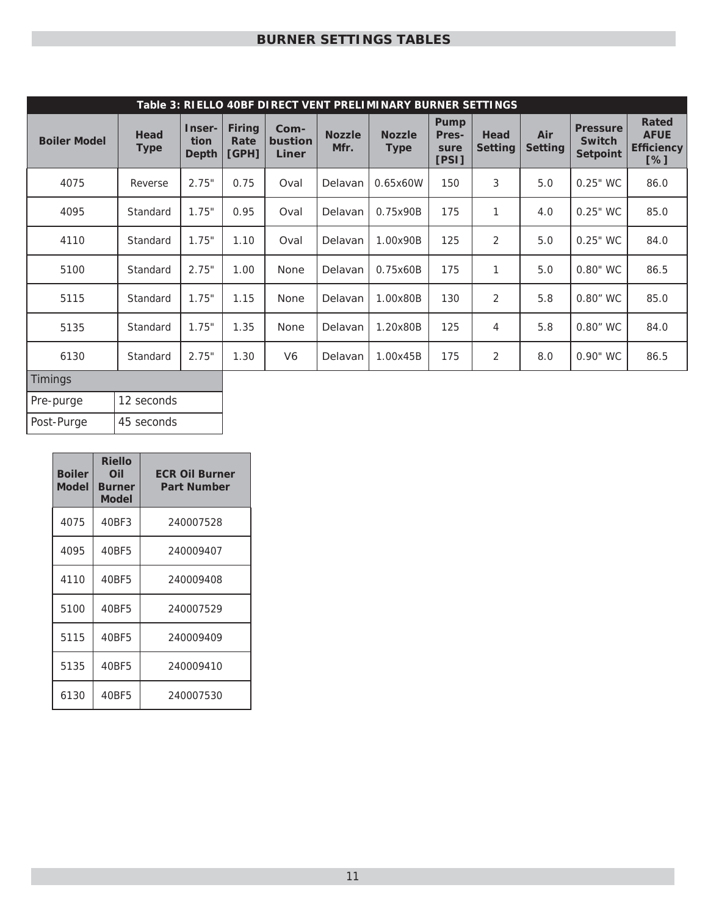## BURNER SETTINGS TABLES

**Table 3: RIELLO 40BF DIRECT VENT PRELIMINARY BURNER SETTINGS**

| Boiler Model | Head Type | Insertion Depth | Firing Rate [GPH] | Combustion Liner | Nozzle Mfr. | Nozzle Type | Pump Pressure [PSI] | Head Setting | Air Setting | Pressure Switch Setpoint | Rated AFUE Efficiency [%] |
|---|---|---|---|---|---|---|---|---|---|---|---|
| 4075 | Reverse | 2.75" | 0.75 | Oval | Delavan | 0.65x60W | 150 | 3 | 5.0 | 0.25" WC | 86.0 |
| 4095 | Standard | 1.75" | 0.95 | Oval | Delavan | 0.75x90B | 175 | 1 | 4.0 | 0.25" WC | 85.0 |
| 4110 | Standard | 1.75" | 1.10 | Oval | Delavan | 1.00x90B | 125 | 2 | 5.0 | 0.25" WC | 84.0 |
| 5100 | Standard | 2.75" | 1.00 | None | Delavan | 0.75x60B | 175 | 1 | 5.0 | 0.80" WC | 86.5 |
| 5115 | Standard | 1.75" | 1.15 | None | Delavan | 1.00x80B | 130 | 2 | 5.8 | 0.80" WC | 85.0 |
| 5135 | Standard | 1.75" | 1.35 | None | Delavan | 1.20x80B | 125 | 4 | 5.8 | 0.80" WC | 84.0 |
| 6130 | Standard | 2.75" | 1.30 | V6 | Delavan | 1.00x45B | 175 | 2 | 8.0 | 0.90" WC | 86.5 |

| Timings | |
|---|---|
| Pre-purge | 12 seconds |
| Post-Purge | 45 seconds |

| Boiler Model | Riello Oil Burner Model | ECR Oil Burner Part Number |
|---|---|---|
| 4075 | 40BF3 | 240007528 |
| 4095 | 40BF5 | 240009407 |
| 4110 | 40BF5 | 240009408 |
| 5100 | 40BF5 | 240007529 |
| 5115 | 40BF5 | 240009409 |
| 5135 | 40BF5 | 240009410 |
| 6130 | 40BF5 | 240007530 |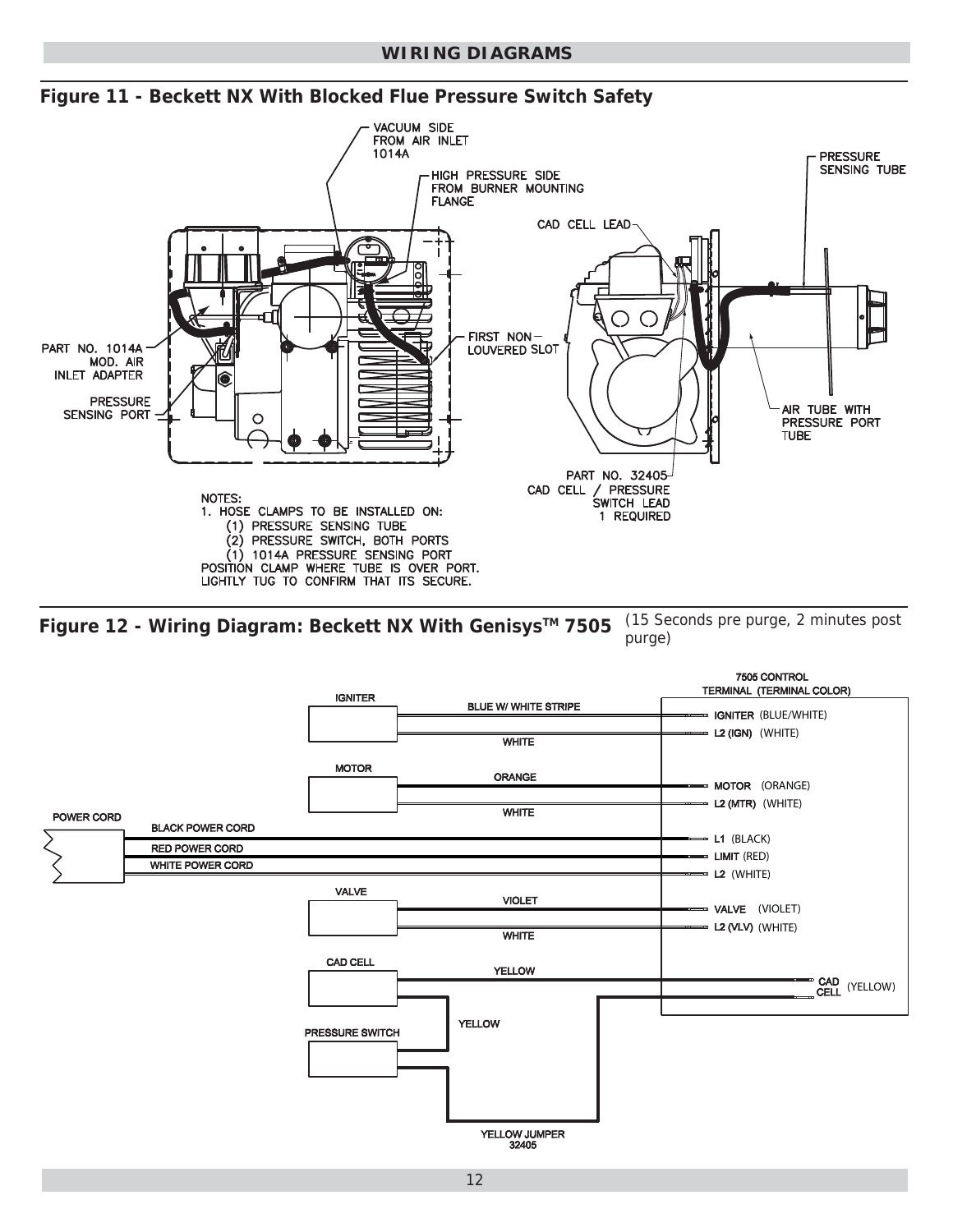## WIRING DIAGRAMS

### Figure 11 - Beckett NX With Blocked Flue Pressure Switch Safety

VACUUM SIDE FROM AIR INLET 1014A

HIGH PRESSURE SIDE FROM BURNER MOUNTING FLANGE

PRESSURE SENSING TUBE

CAD CELL LEAD

PART NO. 1014A MOD. AIR INLET ADAPTER

FIRST NON-LOUVERED SLOT

PRESSURE SENSING PORT

AIR TUBE WITH PRESSURE PORT TUBE

PART NO. 32405 CAD CELL / PRESSURE SWITCH LEAD 1 REQUIRED

NOTES:
1. HOSE CLAMPS TO BE INSTALLED ON:
   (1) PRESSURE SENSING TUBE
   (2) PRESSURE SWITCH, BOTH PORTS
   (1) 1014A PRESSURE SENSING PORT
POSITION CLAMP WHERE TUBE IS OVER PORT.
LIGHTLY TUG TO CONFIRM THAT ITS SECURE.

### Figure 12 - Wiring Diagram: Beckett NX With Genisys™ 7505

(15 Seconds pre purge, 2 minutes post purge)

7505 CONTROL
TERMINAL (TERMINAL COLOR)

IGNITER
BLUE W/ WHITE STRIPE
WHITE
IGNITER (BLUE/WHITE)
L2 (IGN) (WHITE)

MOTOR
ORANGE
WHITE
MOTOR (ORANGE)
L2 (MTR) (WHITE)

POWER CORD
BLACK POWER CORD
RED POWER CORD
WHITE POWER CORD
L1 (BLACK)
LIMIT (RED)
L2 (WHITE)

VALVE
VIOLET
WHITE
VALVE (VIOLET)
L2 (VLV) (WHITE)

CAD CELL
YELLOW
CAD CELL (YELLOW)

PRESSURE SWITCH
YELLOW

YELLOW JUMPER
32405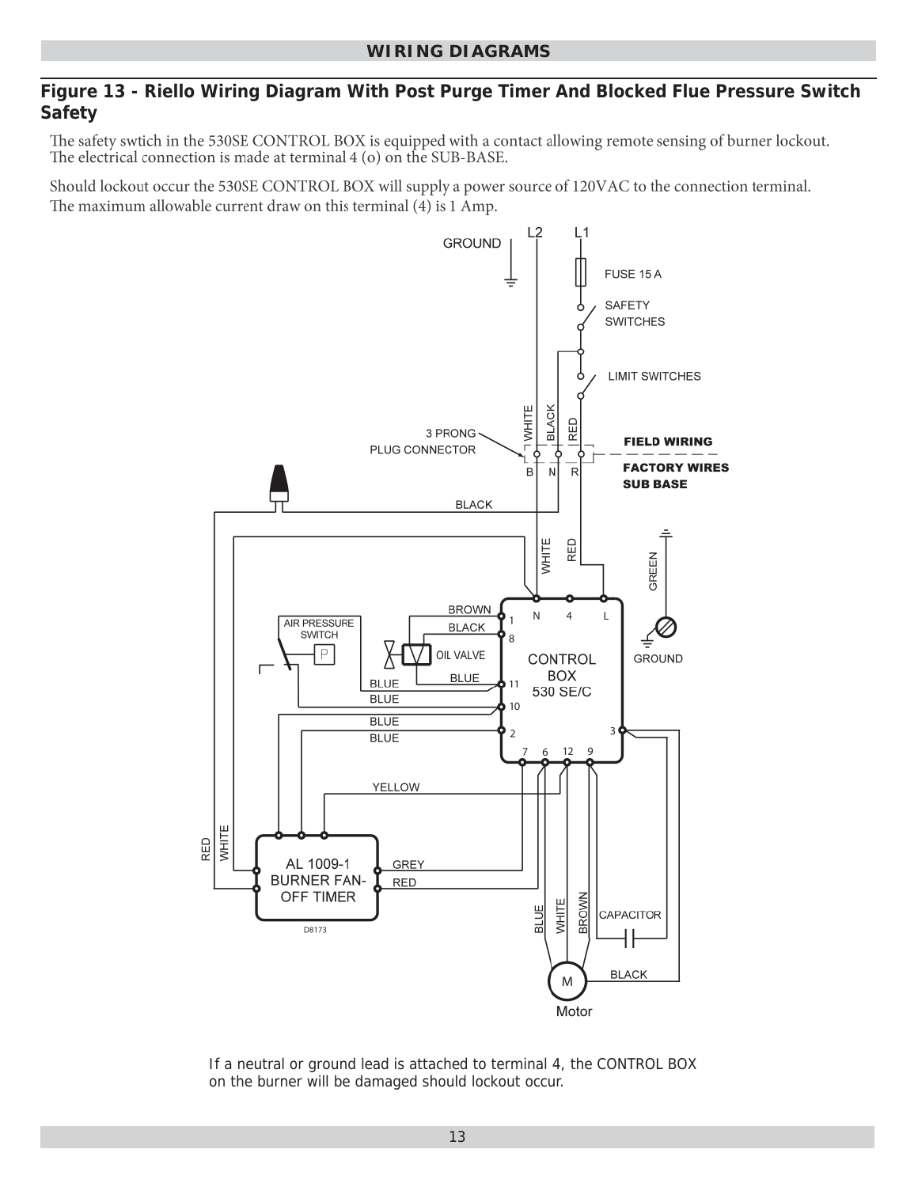## Figure 13 - Riello Wiring Diagram With Post Purge Timer And Blocked Flue Pressure Switch Safety

The safety swtich in the 530SE CONTROL BOX is equipped with a contact allowing remote sensing of burner lockout. The electrical connection is made at terminal 4 (o) on the SUB-BASE.

Should lockout occur the 530SE CONTROL BOX will supply a power source of 120VAC to the connection terminal. The maximum allowable current draw on this terminal (4) is 1 Amp.

GROUND
L2
L1
FUSE 15 A
SAFETY SWITCHES
LIMIT SWITCHES
3 PRONG PLUG CONNECTOR
WHITE
BLACK
RED
FIELD WIRING
FACTORY WIRES
SUB BASE
B N R
BLACK
WHITE
RED
GREEN
GROUND
BROWN
BLACK
AIR PRESSURE SWITCH
P
OIL VALVE
BLUE
BLUE
BLUE
BLUE
BLUE
N 4 L
1
8
11
10
2
3
CONTROL BOX 530 SE/C
7 6 12 9
YELLOW
RED
WHITE
AL 1009-1 BURNER FAN-OFF TIMER
GREY
RED
D8173
BLUE
WHITE
BROWN
CAPACITOR
BLACK
M
Motor

If a neutral or ground lead is attached to terminal 4, the CONTROL BOX on the burner will be damaged should lockout occur.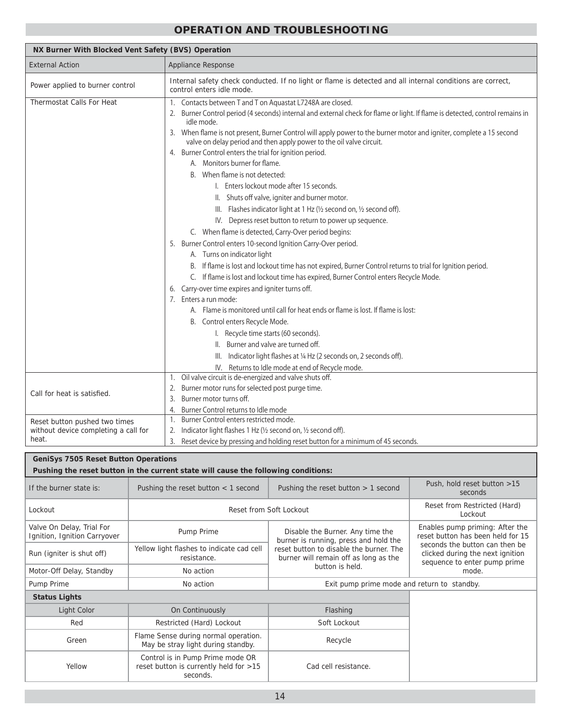# OPERATION AND TROUBLESHOOTING

| NX Burner With Blocked Vent Safety (BVS) Operation | |
|---|---|
| External Action | Appliance Response |
| Power applied to burner control | Internal safety check conducted. If no light or flame is detected and all internal conditions are correct, control enters idle mode. |
| Thermostat Calls For Heat | 1. Contacts between T and T on Aquastat L7248A are closed.<br>2. Burner Control period (4 seconds) internal and external check for flame or light. If flame is detected, control remains in idle mode.<br>3. When flame is not present, Burner Control will apply power to the burner motor and igniter, complete a 15 second valve on delay period and then apply power to the oil valve circuit.<br>4. Burner Control enters the trial for ignition period.<br>A. Monitors burner for flame.<br>B. When flame is not detected:<br>I. Enters lockout mode after 15 seconds.<br>II. Shuts off valve, igniter and burner motor.<br>III. Flashes indicator light at 1 Hz (½ second on, ½ second off).<br>IV. Depress reset button to return to power up sequence.<br>C. When flame is detected, Carry-Over period begins:<br>5. Burner Control enters 10-second Ignition Carry-Over period.<br>A. Turns on indicator light<br>B. If flame is lost and lockout time has not expired, Burner Control returns to trial for Ignition period.<br>C. If flame is lost and lockout time has expired, Burner Control enters Recycle Mode.<br>6. Carry-over time expires and igniter turns off.<br>7. Enters a run mode:<br>A. Flame is monitored until call for heat ends or flame is lost. If flame is lost:<br>B. Control enters Recycle Mode.<br>I. Recycle time starts (60 seconds).<br>II. Burner and valve are turned off.<br>III. Indicator light flashes at ¼ Hz (2 seconds on, 2 seconds off).<br>IV. Returns to Idle mode at end of Recycle mode. |
| Call for heat is satisfied. | 1. Oil valve circuit is de-energized and valve shuts off.<br>2. Burner motor runs for selected post purge time.<br>3. Burner motor turns off.<br>4. Burner Control returns to Idle mode |
| Reset button pushed two times without device completing a call for heat. | 1. Burner Control enters restricted mode.<br>2. Indicator light flashes 1 Hz (½ second on, ½ second off).<br>3. Reset device by pressing and holding reset button for a minimum of 45 seconds. |

**GeniSys 7505 Reset Button Operations**

**Pushing the reset button in the current state will cause the following conditions:**

| If the burner state is: | Pushing the reset button < 1 second | Pushing the reset button > 1 second | Push, hold reset button >15 seconds |
|---|---|---|---|
| Lockout | Reset from Soft Lockout | | Reset from Restricted (Hard) Lockout |
| Valve On Delay, Trial For Ignition, Ignition Carryover | Pump Prime | Disable the Burner. Any time the burner is running, press and hold the reset button to disable the burner. The burner will remain off as long as the button is held. | Enables pump priming: After the reset button has been held for 15 seconds the button can then be clicked during the next ignition sequence to enter pump prime mode. |
| Run (igniter is shut off) | Yellow light flashes to indicate cad cell resistance. | | |
| Motor-Off Delay, Standby | No action | | |
| Pump Prime | No action | Exit pump prime mode and return to standby. | |

**Status Lights**

| Light Color | On Continuously | Flashing |
|---|---|---|
| Red | Restricted (Hard) Lockout | Soft Lockout |
| Green | Flame Sense during normal operation. May be stray light during standby. | Recycle |
| Yellow | Control is in Pump Prime mode OR reset button is currently held for >15 seconds. | Cad cell resistance. |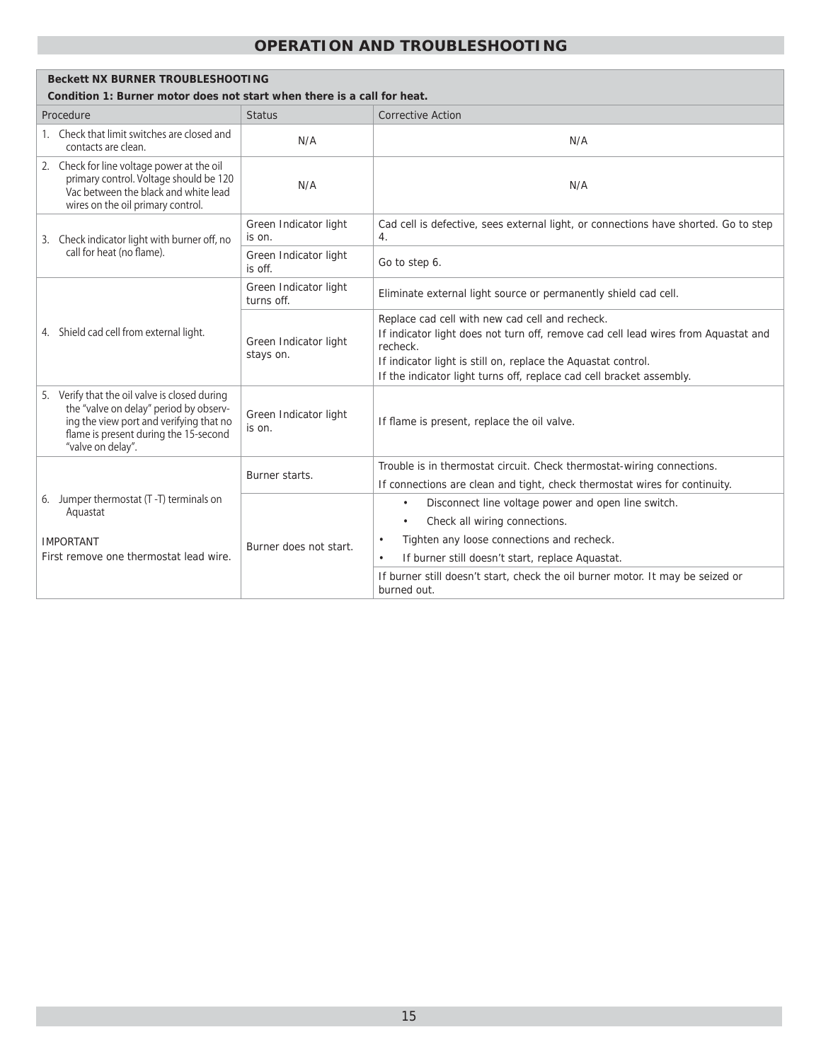## OPERATION AND TROUBLESHOOTING

**Beckett NX BURNER TROUBLESHOOTING**

**Condition 1: Burner motor does not start when there is a call for heat.**

| Procedure | Status | Corrective Action |
|---|---|---|
| 1. Check that limit switches are closed and contacts are clean. | N/A | N/A |
| 2. Check for line voltage power at the oil primary control. Voltage should be 120 Vac between the black and white lead wires on the oil primary control. | N/A | N/A |
| 3. Check indicator light with burner off, no call for heat (no flame). | Green Indicator light is on. | Cad cell is defective, sees external light, or connections have shorted. Go to step 4. |
| | Green Indicator light is off. | Go to step 6. |
| 4. Shield cad cell from external light. | Green Indicator light turns off. | Eliminate external light source or permanently shield cad cell. |
| | Green Indicator light stays on. | Replace cad cell with new cad cell and recheck. If indicator light does not turn off, remove cad cell lead wires from Aquastat and recheck. If indicator light is still on, replace the Aquastat control. If the indicator light turns off, replace cad cell bracket assembly. |
| 5. Verify that the oil valve is closed during the "valve on delay" period by observing the view port and verifying that no flame is present during the 15-second "valve on delay". | Green Indicator light is on. | If flame is present, replace the oil valve. |
| 6. Jumper thermostat (T -T) terminals on Aquastat<br><br>IMPORTANT<br>First remove one thermostat lead wire. | Burner starts. | Trouble is in thermostat circuit. Check thermostat-wiring connections.<br>If connections are clean and tight, check thermostat wires for continuity. |
| | Burner does not start. | • Disconnect line voltage power and open line switch.<br>• Check all wiring connections.<br>• Tighten any loose connections and recheck.<br>• If burner still doesn't start, replace Aquastat.<br><br>If burner still doesn't start, check the oil burner motor. It may be seized or burned out. |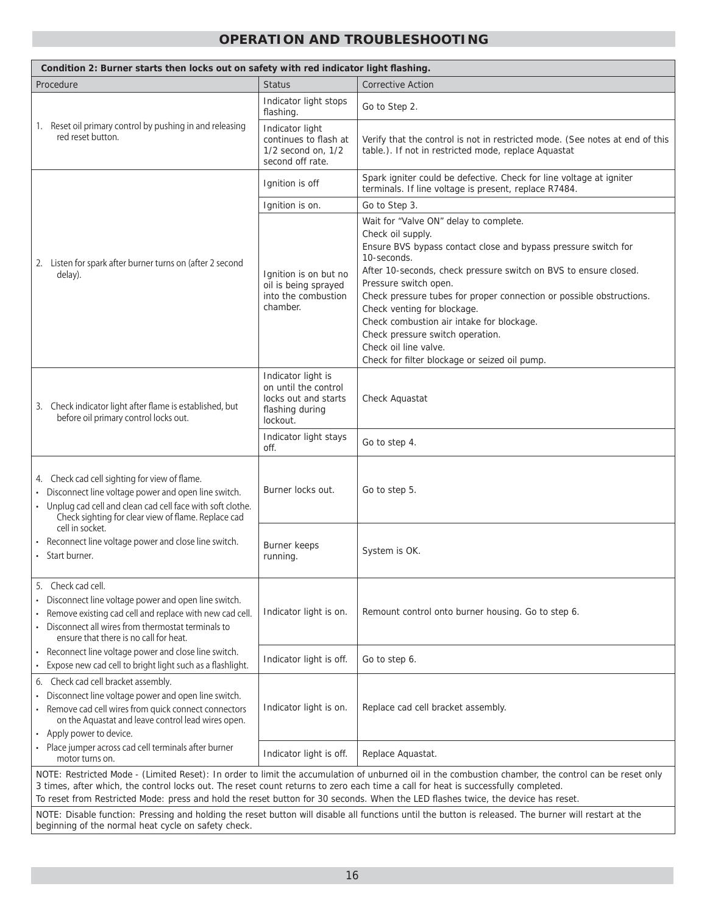## OPERATION AND TROUBLESHOOTING

| **Condition 2: Burner starts then locks out on safety with red indicator light flashing.** | | |
|---|---|---|
| Procedure | Status | Corrective Action |
| 1. Reset oil primary control by pushing in and releasing red reset button. | Indicator light stops flashing. | Go to Step 2. |
| | Indicator light continues to flash at 1/2 second on, 1/2 second off rate. | Verify that the control is not in restricted mode. (See notes at end of this table.). If not in restricted mode, replace Aquastat |
| 2. Listen for spark after burner turns on (after 2 second delay). | Ignition is off | Spark igniter could be defective. Check for line voltage at igniter terminals. If line voltage is present, replace R7484. |
| | Ignition is on. | Go to Step 3. |
| | Ignition is on but no oil is being sprayed into the combustion chamber. | Wait for "Valve ON" delay to complete.<br>Check oil supply.<br>Ensure BVS bypass contact close and bypass pressure switch for 10-seconds.<br>After 10-seconds, check pressure switch on BVS to ensure closed. Pressure switch open.<br>Check pressure tubes for proper connection or possible obstructions.<br>Check venting for blockage.<br>Check combustion air intake for blockage.<br>Check pressure switch operation.<br>Check oil line valve.<br>Check for filter blockage or seized oil pump. |
| 3. Check indicator light after flame is established, but before oil primary control locks out. | Indicator light is on until the control locks out and starts flashing during lockout. | Check Aquastat |
| | Indicator light stays off. | Go to step 4. |
| 4. Check cad cell sighting for view of flame.<br>• Disconnect line voltage power and open line switch.<br>• Unplug cad cell and clean cad cell face with soft clothe. Check sighting for clear view of flame. Replace cad cell in socket.<br>• Reconnect line voltage power and close line switch.<br>• Start burner. | Burner locks out. | Go to step 5. |
| | Burner keeps running. | System is OK. |
| 5. Check cad cell.<br>• Disconnect line voltage power and open line switch.<br>• Remove existing cad cell and replace with new cad cell.<br>• Disconnect all wires from thermostat terminals to ensure that there is no call for heat.<br>• Reconnect line voltage power and close line switch.<br>• Expose new cad cell to bright light such as a flashlight. | Indicator light is on. | Remount control onto burner housing. Go to step 6. |
| | Indicator light is off. | Go to step 6. |
| 6. Check cad cell bracket assembly.<br>• Disconnect line voltage power and open line switch.<br>• Remove cad cell wires from quick connect connectors on the Aquastat and leave control lead wires open.<br>• Apply power to device.<br>• Place jumper across cad cell terminals after burner motor turns on. | Indicator light is on. | Replace cad cell bracket assembly. |
| | Indicator light is off. | Replace Aquastat. |
| NOTE: Restricted Mode - (Limited Reset): In order to limit the accumulation of unburned oil in the combustion chamber, the control can be reset only 3 times, after which, the control locks out. The reset count returns to zero each time a call for heat is successfully completed.<br>To reset from Restricted Mode: press and hold the reset button for 30 seconds. When the LED flashes twice, the device has reset. | | |
| NOTE: Disable function: Pressing and holding the reset button will disable all functions until the button is released. The burner will restart at the beginning of the normal heat cycle on safety check. | | |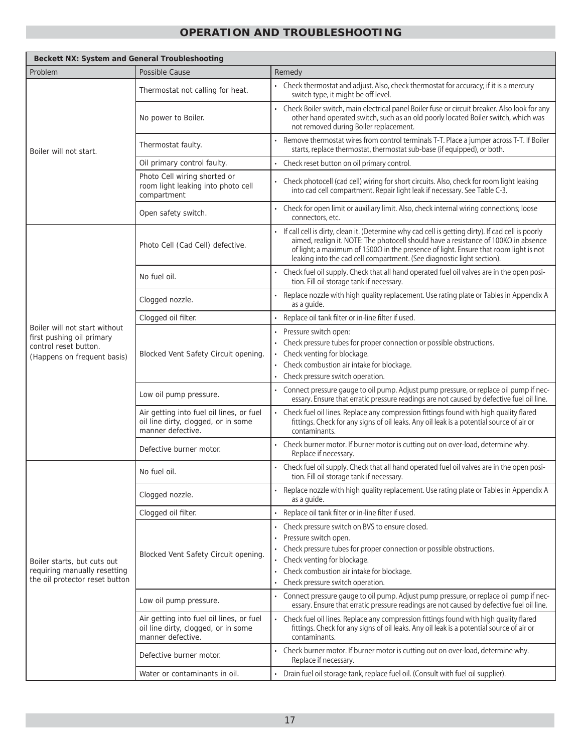## OPERATION AND TROUBLESHOOTING

| Beckett NX: System and General Troubleshooting | | |
|---|---|---|
| Problem | Possible Cause | Remedy |
| Boiler will not start. | Thermostat not calling for heat. | • Check thermostat and adjust. Also, check thermostat for accuracy; if it is a mercury switch type, it might be off level. |
| | No power to Boiler. | • Check Boiler switch, main electrical panel Boiler fuse or circuit breaker. Also look for any other hand operated switch, such as an old poorly located Boiler switch, which was not removed during Boiler replacement. |
| | Thermostat faulty. | • Remove thermostat wires from control terminals T-T. Place a jumper across T-T. If Boiler starts, replace thermostat, thermostat sub-base (if equipped), or both. |
| | Oil primary control faulty. | • Check reset button on oil primary control. |
| | Photo Cell wiring shorted or room light leaking into photo cell compartment | • Check photocell (cad cell) wiring for short circuits. Also, check for room light leaking into cad cell compartment. Repair light leak if necessary. See Table C-3. |
| | Open safety switch. | • Check for open limit or auxiliary limit. Also, check internal wiring connections; loose connectors, etc. |
| Boiler will not start without first pushing oil primary control reset button. (Happens on frequent basis) | Photo Cell (Cad Cell) defective. | • If call cell is dirty, clean it. (Determine why cad cell is getting dirty). If cad cell is poorly aimed, realign it. NOTE: The photocell should have a resistance of 100KΩ in absence of light; a maximum of 1500Ω in the presence of light. Ensure that room light is not leaking into the cad cell compartment. (See diagnostic light section). |
| | No fuel oil. | • Check fuel oil supply. Check that all hand operated fuel oil valves are in the open position. Fill oil storage tank if necessary. |
| | Clogged nozzle. | • Replace nozzle with high quality replacement. Use rating plate or Tables in Appendix A as a guide. |
| | Clogged oil filter. | • Replace oil tank filter or in-line filter if used. |
| | Blocked Vent Safety Circuit opening. | • Pressure switch open:<br>• Check pressure tubes for proper connection or possible obstructions.<br>• Check venting for blockage.<br>• Check combustion air intake for blockage.<br>• Check pressure switch operation. |
| | Low oil pump pressure. | • Connect pressure gauge to oil pump. Adjust pump pressure, or replace oil pump if necessary. Ensure that erratic pressure readings are not caused by defective fuel oil line. |
| | Air getting into fuel oil lines, or fuel oil line dirty, clogged, or in some manner defective. | • Check fuel oil lines. Replace any compression fittings found with high quality flared fittings. Check for any signs of oil leaks. Any oil leak is a potential source of air or contaminants. |
| | Defective burner motor. | • Check burner motor. If burner motor is cutting out on over-load, determine why. Replace if necessary. |
| Boiler starts, but cuts out requiring manually resetting the oil protector reset button | No fuel oil. | • Check fuel oil supply. Check that all hand operated fuel oil valves are in the open position. Fill oil storage tank if necessary. |
| | Clogged nozzle. | • Replace nozzle with high quality replacement. Use rating plate or Tables in Appendix A as a guide. |
| | Clogged oil filter. | • Replace oil tank filter or in-line filter if used. |
| | Blocked Vent Safety Circuit opening. | • Check pressure switch on BVS to ensure closed.<br>• Pressure switch open.<br>• Check pressure tubes for proper connection or possible obstructions.<br>• Check venting for blockage.<br>• Check combustion air intake for blockage.<br>• Check pressure switch operation. |
| | Low oil pump pressure. | • Connect pressure gauge to oil pump. Adjust pump pressure, or replace oil pump if necessary. Ensure that erratic pressure readings are not caused by defective fuel oil line. |
| | Air getting into fuel oil lines, or fuel oil line dirty, clogged, or in some manner defective. | • Check fuel oil lines. Replace any compression fittings found with high quality flared fittings. Check for any signs of oil leaks. Any oil leak is a potential source of air or contaminants. |
| | Defective burner motor. | • Check burner motor. If burner motor is cutting out on over-load, determine why. Replace if necessary. |
| | Water or contaminants in oil. | • Drain fuel oil storage tank, replace fuel oil. (Consult with fuel oil supplier). |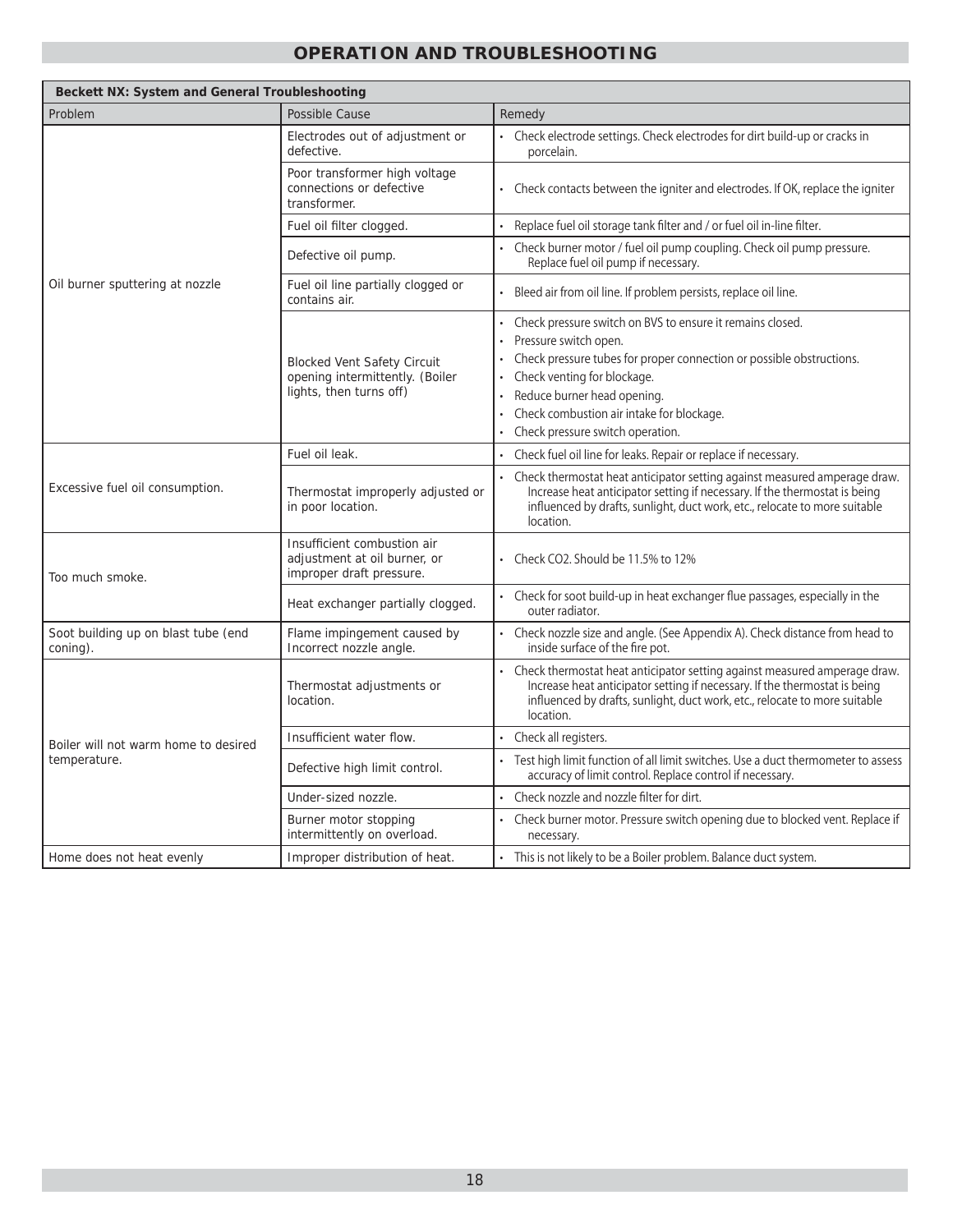## OPERATION AND TROUBLESHOOTING

| Beckett NX: System and General Troubleshooting | | |
|---|---|---|
| Problem | Possible Cause | Remedy |
| Oil burner sputtering at nozzle | Electrodes out of adjustment or defective. | • Check electrode settings. Check electrodes for dirt build-up or cracks in porcelain. |
| | Poor transformer high voltage connections or defective transformer. | • Check contacts between the igniter and electrodes. If OK, replace the igniter |
| | Fuel oil filter clogged. | • Replace fuel oil storage tank filter and / or fuel oil in-line filter. |
| | Defective oil pump. | • Check burner motor / fuel oil pump coupling. Check oil pump pressure. Replace fuel oil pump if necessary. |
| | Fuel oil line partially clogged or contains air. | • Bleed air from oil line. If problem persists, replace oil line. |
| | Blocked Vent Safety Circuit opening intermittently. (Boiler lights, then turns off) | • Check pressure switch on BVS to ensure it remains closed.<br>• Pressure switch open.<br>• Check pressure tubes for proper connection or possible obstructions.<br>• Check venting for blockage.<br>• Reduce burner head opening.<br>• Check combustion air intake for blockage.<br>• Check pressure switch operation. |
| Excessive fuel oil consumption. | Fuel oil leak. | • Check fuel oil line for leaks. Repair or replace if necessary. |
| | Thermostat improperly adjusted or in poor location. | • Check thermostat heat anticipator setting against measured amperage draw. Increase heat anticipator setting if necessary. If the thermostat is being influenced by drafts, sunlight, duct work, etc., relocate to more suitable location. |
| Too much smoke. | Insufficient combustion air adjustment at oil burner, or improper draft pressure. | • Check CO2. Should be 11.5% to 12% |
| | Heat exchanger partially clogged. | • Check for soot build-up in heat exchanger flue passages, especially in the outer radiator. |
| Soot building up on blast tube (end coning). | Flame impingement caused by Incorrect nozzle angle. | • Check nozzle size and angle. (See Appendix A). Check distance from head to inside surface of the fire pot. |
| Boiler will not warm home to desired temperature. | Thermostat adjustments or location. | • Check thermostat heat anticipator setting against measured amperage draw. Increase heat anticipator setting if necessary. If the thermostat is being influenced by drafts, sunlight, duct work, etc., relocate to more suitable location. |
| | Insufficient water flow. | • Check all registers. |
| | Defective high limit control. | • Test high limit function of all limit switches. Use a duct thermometer to assess accuracy of limit control. Replace control if necessary. |
| | Under-sized nozzle. | • Check nozzle and nozzle filter for dirt. |
| | Burner motor stopping intermittently on overload. | • Check burner motor. Pressure switch opening due to blocked vent. Replace if necessary. |
| Home does not heat evenly | Improper distribution of heat. | • This is not likely to be a Boiler problem. Balance duct system. |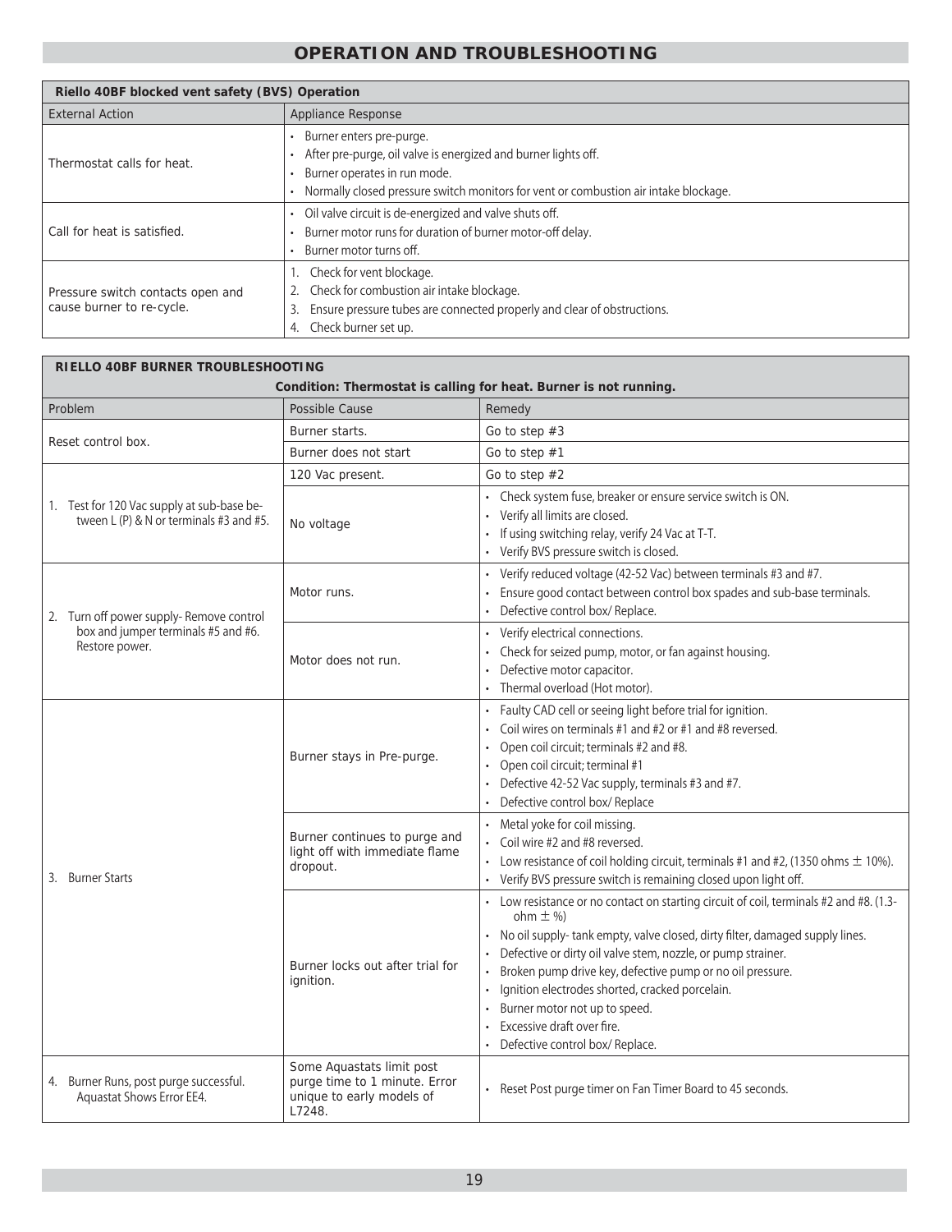# OPERATION AND TROUBLESHOOTING

| Riello 40BF blocked vent safety (BVS) Operation | |
|---|---|
| External Action | Appliance Response |
| Thermostat calls for heat. | • Burner enters pre-purge.<br>• After pre-purge, oil valve is energized and burner lights off.<br>• Burner operates in run mode.<br>• Normally closed pressure switch monitors for vent or combustion air intake blockage. |
| Call for heat is satisfied. | • Oil valve circuit is de-energized and valve shuts off.<br>• Burner motor runs for duration of burner motor-off delay.<br>• Burner motor turns off. |
| Pressure switch contacts open and cause burner to re-cycle. | 1. Check for vent blockage.<br>2. Check for combustion air intake blockage.<br>3. Ensure pressure tubes are connected properly and clear of obstructions.<br>4. Check burner set up. |

| RIELLO 40BF BURNER TROUBLESHOOTING<br>Condition: Thermostat is calling for heat. Burner is not running. | | |
|---|---|---|
| Problem | Possible Cause | Remedy |
| Reset control box. | Burner starts. | Go to step #3 |
| | Burner does not start | Go to step #1 |
| 1. Test for 120 Vac supply at sub-base between L (P) & N or terminals #3 and #5. | 120 Vac present. | Go to step #2 |
| | No voltage | • Check system fuse, breaker or ensure service switch is ON.<br>• Verify all limits are closed.<br>• If using switching relay, verify 24 Vac at T-T.<br>• Verify BVS pressure switch is closed. |
| 2. Turn off power supply- Remove control box and jumper terminals #5 and #6. Restore power. | Motor runs. | • Verify reduced voltage (42-52 Vac) between terminals #3 and #7.<br>• Ensure good contact between control box spades and sub-base terminals.<br>• Defective control box/ Replace. |
| | Motor does not run. | • Verify electrical connections.<br>• Check for seized pump, motor, or fan against housing.<br>• Defective motor capacitor.<br>• Thermal overload (Hot motor). |
| 3. Burner Starts | Burner stays in Pre-purge. | • Faulty CAD cell or seeing light before trial for ignition.<br>• Coil wires on terminals #1 and #2 or #1 and #8 reversed.<br>• Open coil circuit; terminals #2 and #8.<br>• Open coil circuit; terminal #1<br>• Defective 42-52 Vac supply, terminals #3 and #7.<br>• Defective control box/ Replace |
| | Burner continues to purge and light off with immediate flame dropout. | • Metal yoke for coil missing.<br>• Coil wire #2 and #8 reversed.<br>• Low resistance of coil holding circuit, terminals #1 and #2, (1350 ohms ± 10%).<br>• Verify BVS pressure switch is remaining closed upon light off. |
| | Burner locks out after trial for ignition. | • Low resistance or no contact on starting circuit of coil, terminals #2 and #8. (1.3-ohm ± %)<br>• No oil supply- tank empty, valve closed, dirty filter, damaged supply lines.<br>• Defective or dirty oil valve stem, nozzle, or pump strainer.<br>• Broken pump drive key, defective pump or no oil pressure.<br>• Ignition electrodes shorted, cracked porcelain.<br>• Burner motor not up to speed.<br>• Excessive draft over fire.<br>• Defective control box/ Replace. |
| 4. Burner Runs, post purge successful. Aquastat Shows Error EE4. | Some Aquastats limit post purge time to 1 minute. Error unique to early models of L7248. | • Reset Post purge timer on Fan Timer Board to 45 seconds. |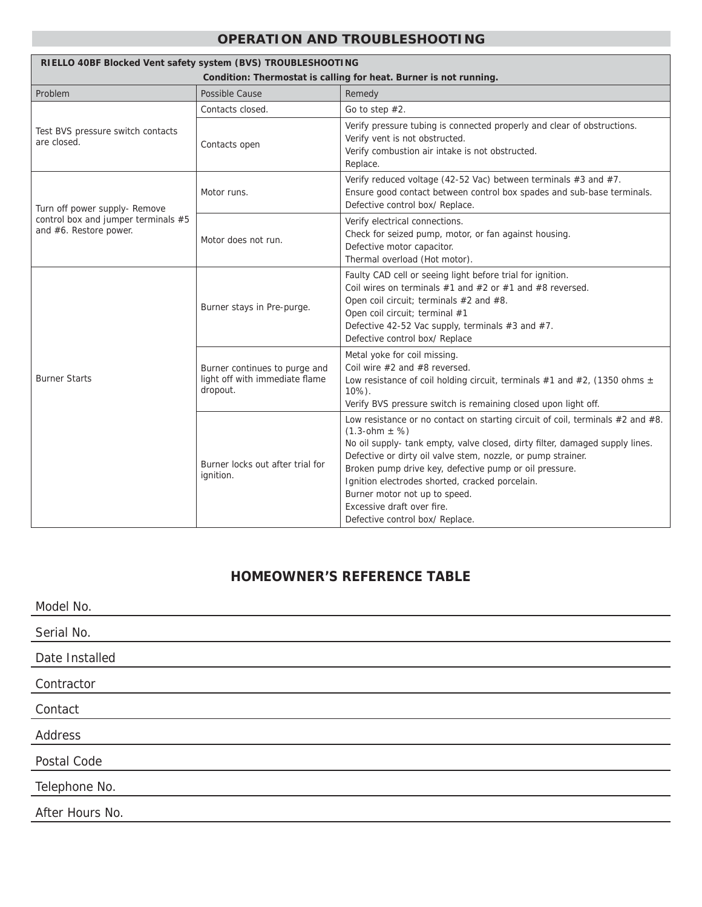## OPERATION AND TROUBLESHOOTING

**RIELLO 40BF Blocked Vent safety system (BVS) TROUBLESHOOTING**

**Condition: Thermostat is calling for heat. Burner is not running.**

| Problem | Possible Cause | Remedy |
|---|---|---|
| Test BVS pressure switch contacts are closed. | Contacts closed. | Go to step #2. |
| | Contacts open | Verify pressure tubing is connected properly and clear of obstructions.<br>Verify vent is not obstructed.<br>Verify combustion air intake is not obstructed.<br>Replace. |
| Turn off power supply- Remove control box and jumper terminals #5 and #6. Restore power. | Motor runs. | Verify reduced voltage (42-52 Vac) between terminals #3 and #7.<br>Ensure good contact between control box spades and sub-base terminals.<br>Defective control box/ Replace. |
| | Motor does not run. | Verify electrical connections.<br>Check for seized pump, motor, or fan against housing.<br>Defective motor capacitor.<br>Thermal overload (Hot motor). |
| Burner Starts | Burner stays in Pre-purge. | Faulty CAD cell or seeing light before trial for ignition.<br>Coil wires on terminals #1 and #2 or #1 and #8 reversed.<br>Open coil circuit; terminals #2 and #8.<br>Open coil circuit; terminal #1<br>Defective 42-52 Vac supply, terminals #3 and #7.<br>Defective control box/ Replace |
| | Burner continues to purge and light off with immediate flame dropout. | Metal yoke for coil missing.<br>Coil wire #2 and #8 reversed.<br>Low resistance of coil holding circuit, terminals #1 and #2, (1350 ohms ± 10%).<br>Verify BVS pressure switch is remaining closed upon light off. |
| | Burner locks out after trial for ignition. | Low resistance or no contact on starting circuit of coil, terminals #2 and #8. (1.3-ohm ± %)<br>No oil supply- tank empty, valve closed, dirty filter, damaged supply lines.<br>Defective or dirty oil valve stem, nozzle, or pump strainer.<br>Broken pump drive key, defective pump or oil pressure.<br>Ignition electrodes shorted, cracked porcelain.<br>Burner motor not up to speed.<br>Excessive draft over fire.<br>Defective control box/ Replace. |

## HOMEOWNER'S REFERENCE TABLE

Model No. \_\_\_\_\_\_\_\_\_\_\_\_\_\_\_\_\_\_\_\_

Serial No. \_\_\_\_\_\_\_\_\_\_\_\_\_\_\_\_\_\_\_\_

Date Installed \_\_\_\_\_\_\_\_\_\_\_\_\_\_\_\_\_\_\_\_

Contractor \_\_\_\_\_\_\_\_\_\_\_\_\_\_\_\_\_\_\_\_

Contact \_\_\_\_\_\_\_\_\_\_\_\_\_\_\_\_\_\_\_\_

Address \_\_\_\_\_\_\_\_\_\_\_\_\_\_\_\_\_\_\_\_

Postal Code \_\_\_\_\_\_\_\_\_\_\_\_\_\_\_\_\_\_\_\_

Telephone No. \_\_\_\_\_\_\_\_\_\_\_\_\_\_\_\_\_\_\_\_

After Hours No. \_\_\_\_\_\_\_\_\_\_\_\_\_\_\_\_\_\_\_\_